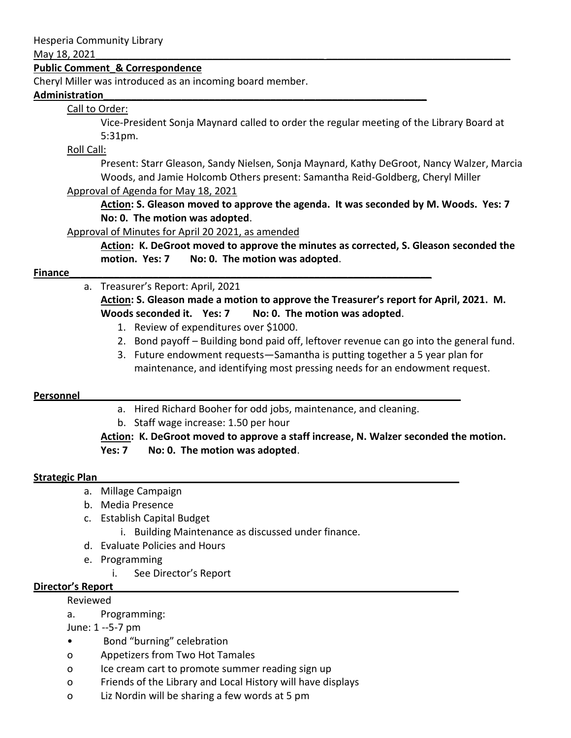Hesperia Community Library

May 18, 2021

**Public Comment & Correspondence**

Cheryl Miller was introduced as an incoming board member.

**Administration**

Call to Order:

Vice-President Sonja Maynard called to order the regular meeting of the Library Board at 5:31pm.

Roll Call:

Present: Starr Gleason, Sandy Nielsen, Sonja Maynard, Kathy DeGroot, Nancy Walzer, Marcia Woods, and Jamie Holcomb Others present: Samantha Reid-Goldberg, Cheryl Miller

Approval of Agenda for May 18, 2021

**Action: S. Gleason moved to approve the agenda. It was seconded by M. Woods. Yes: 7 No: 0. The motion was adopted**.

Approval of Minutes for April 20 2021, as amended

**Action: K. DeGroot moved to approve the minutes as corrected, S. Gleason seconded the motion. Yes: 7 No: 0. The motion was adopted**.

**Finance**

a. Treasurer's Report: April, 2021

**Action: S. Gleason made a motion to approve the Treasurer's report for April, 2021. M. Woods seconded it. Yes: 7 No: 0. The motion was adopted**.

1. Review of expenditures over $1000.
2. Bond payoff – Building bond paid off, leftover revenue can go into the general fund.
3. Future endowment requests—Samantha is putting together a 5 year plan for maintenance, and identifying most pressing needs for an endowment request.

**Personnel**

a. Hired Richard Booher for odd jobs, maintenance, and cleaning.
b. Staff wage increase: 1.50 per hour

**Action: K. DeGroot moved to approve a staff increase, N. Walzer seconded the motion. Yes: 7 No: 0. The motion was adopted**.

**Strategic Plan**

a. Millage Campaign
b. Media Presence
c. Establish Capital Budget
    i. Building Maintenance as discussed under finance.
d. Evaluate Policies and Hours
e. Programming
    i. See Director's Report

**Director's Report**

Reviewed

a. Programming:

June: 1 --5-7 pm

- Bond "burning" celebration
    - Appetizers from Two Hot Tamales
    - Ice cream cart to promote summer reading sign up
    - Friends of the Library and Local History will have displays
    - Liz Nordin will be sharing a few words at 5 pm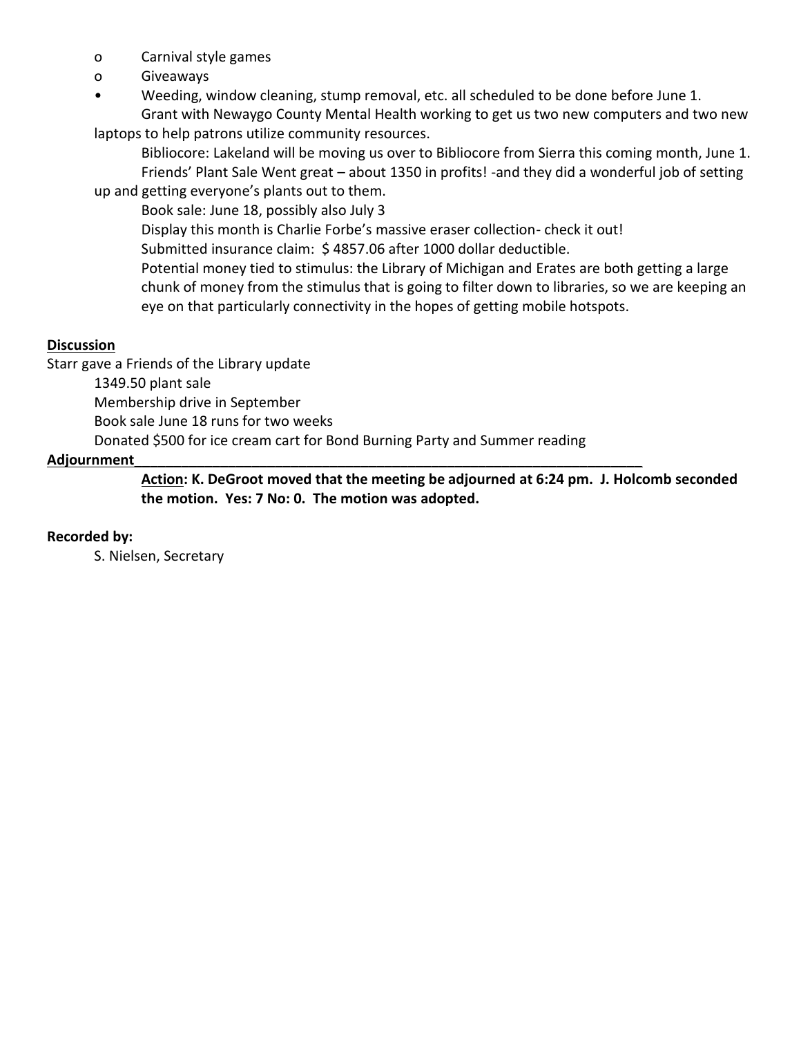- o Carnival style games
- o Giveaways
- • Weeding, window cleaning, stump removal, etc. all scheduled to be done before June 1.

Grant with Newaygo County Mental Health working to get us two new computers and two new laptops to help patrons utilize community resources.

Bibliocore: Lakeland will be moving us over to Bibliocore from Sierra this coming month, June 1.

Friends' Plant Sale Went great – about 1350 in profits! -and they did a wonderful job of setting up and getting everyone's plants out to them.

Book sale: June 18, possibly also July 3

Display this month is Charlie Forbe's massive eraser collection- check it out!

Submitted insurance claim: $ 4857.06 after 1000 dollar deductible.

Potential money tied to stimulus: the Library of Michigan and Erates are both getting a large chunk of money from the stimulus that is going to filter down to libraries, so we are keeping an eye on that particularly connectivity in the hopes of getting mobile hotspots.

**Discussion**

Starr gave a Friends of the Library update

1349.50 plant sale

Membership drive in September

Book sale June 18 runs for two weeks

Donated $500 for ice cream cart for Bond Burning Party and Summer reading

**Adjournment**

**Action: K. DeGroot moved that the meeting be adjourned at 6:24 pm. J. Holcomb seconded the motion. Yes: 7 No: 0. The motion was adopted.**

**Recorded by:**

S. Nielsen, Secretary